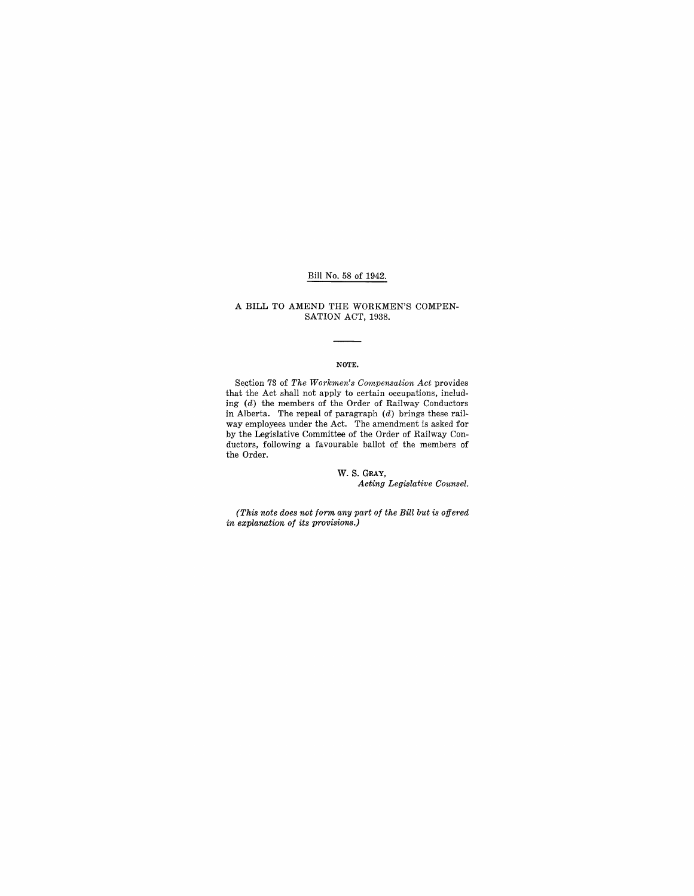Bill No. 58 of 1942.

# A BILL TO AMEND THE WORKMEN'S COMPENSATION ACT, 1938.

---

**NOTE.**

Section 73 of *The Workmen's Compensation Act* provides that the Act shall not apply to certain occupations, including (*d*) the members of the Order of Railway Conductors in Alberta. The repeal of paragraph (*d*) brings these railway employees under the Act. The amendment is asked for by the Legislative Committee of the Order of Railway Conductors, following a favourable ballot of the members of the Order.

W. S. GRAY,
*Acting Legislative Counsel.*

*(This note does not form any part of the Bill but is offered in explanation of its provisions.)*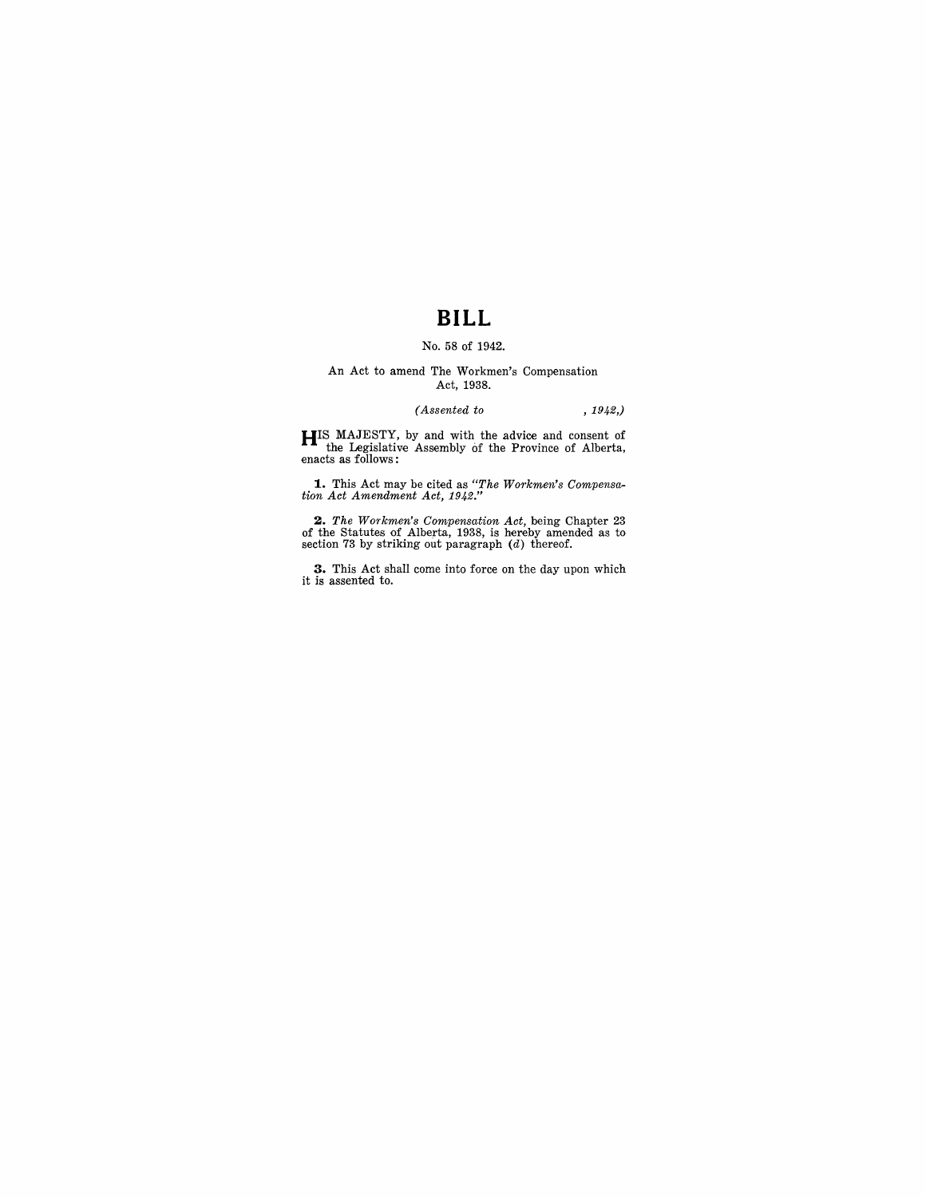# BILL

No. 58 of 1942.

An Act to amend The Workmen's Compensation Act, 1938.

*(Assented to , 1942,)*

HIS MAJESTY, by and with the advice and consent of the Legislative Assembly of the Province of Alberta, enacts as follows:

**1.** This Act may be cited as *"The Workmen's Compensation Act Amendment Act, 1942."*

**2.** *The Workmen's Compensation Act*, being Chapter 23 of the Statutes of Alberta, 1938, is hereby amended as to section 73 by striking out paragraph (*d*) thereof.

**3.** This Act shall come into force on the day upon which it is assented to.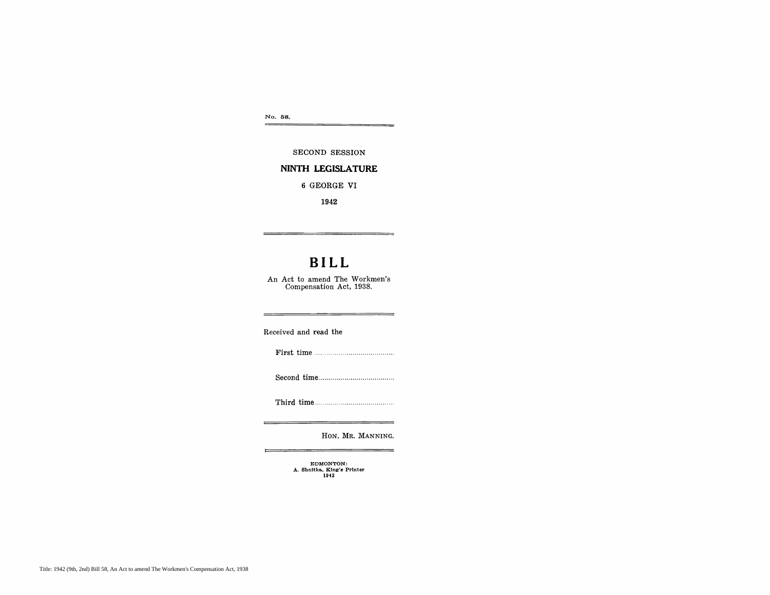No. 58.

SECOND SESSION

**NINTH LEGISLATURE**

6 GEORGE VI

1942

# BILL

An Act to amend The Workmen's Compensation Act, 1938.

Received and read the

First time ........................................

Second time......................................

Third time........................................

HON. MR. MANNING.

EDMONTON:
A. Shnitka, King's Printer
1942

Title: 1942 (9th, 2nd) Bill 58, An Act to amend The Workmen's Compensation Act, 1938